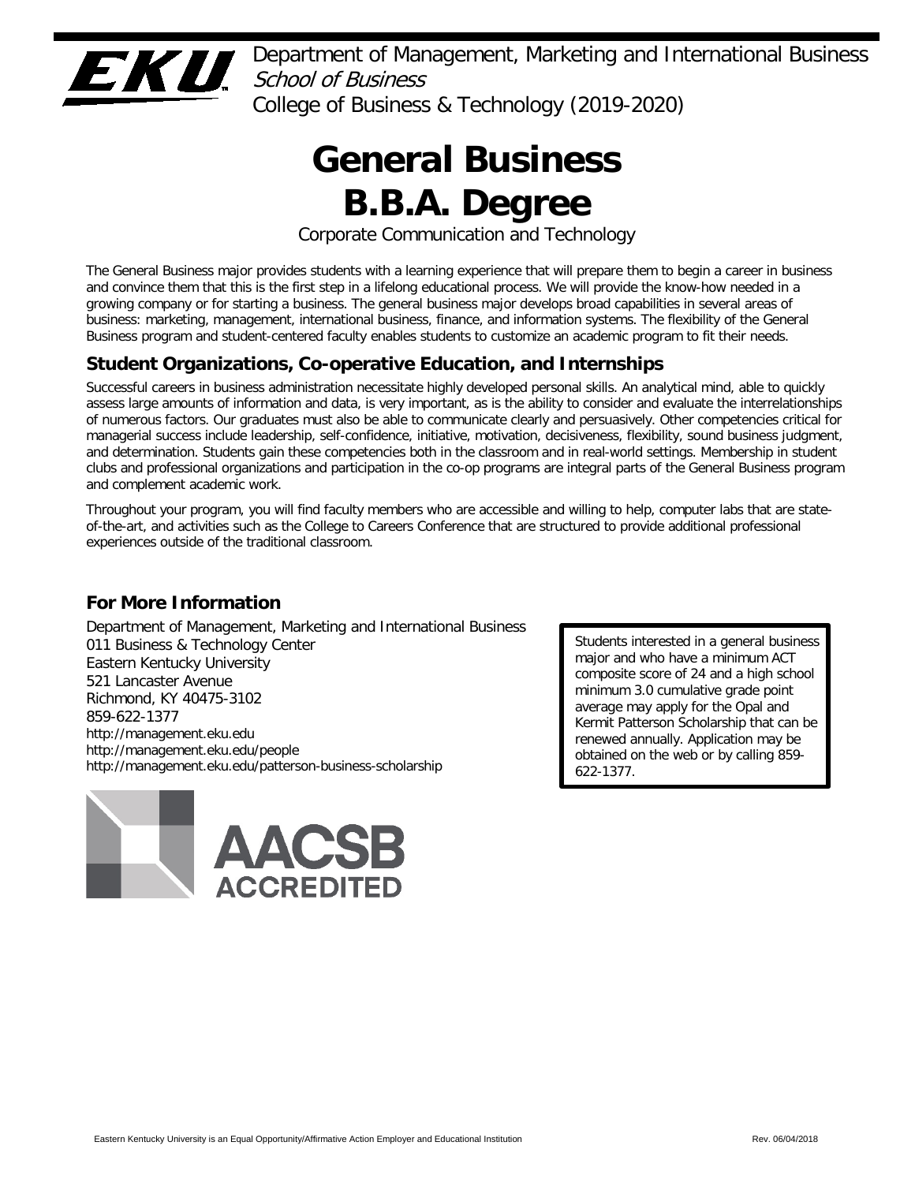Department of Management, Marketing and International Business
*School of Business*
College of Business & Technology (2019-2020)

# General Business B.B.A. Degree

Corporate Communication and Technology

The General Business major provides students with a learning experience that will prepare them to begin a career in business and convince them that this is the first step in a lifelong educational process. We will provide the know-how needed in a growing company or for starting a business. The general business major develops broad capabilities in several areas of business: marketing, management, international business, finance, and information systems. The flexibility of the General Business program and student-centered faculty enables students to customize an academic program to fit their needs.

## Student Organizations, Co-operative Education, and Internships

Successful careers in business administration necessitate highly developed personal skills. An analytical mind, able to quickly assess large amounts of information and data, is very important, as is the ability to consider and evaluate the interrelationships of numerous factors. Our graduates must also be able to communicate clearly and persuasively. Other competencies critical for managerial success include leadership, self-confidence, initiative, motivation, decisiveness, flexibility, sound business judgment, and determination. Students gain these competencies both in the classroom and in real-world settings. Membership in student clubs and professional organizations and participation in the co-op programs are integral parts of the General Business program and complement academic work.

Throughout your program, you will find faculty members who are accessible and willing to help, computer labs that are state-of-the-art, and activities such as the College to Careers Conference that are structured to provide additional professional experiences outside of the traditional classroom.

## For More Information

Department of Management, Marketing and International Business
011 Business & Technology Center
Eastern Kentucky University
521 Lancaster Avenue
Richmond, KY 40475-3102
859-622-1377
http://management.eku.edu
http://management.eku.edu/people
http://management.eku.edu/patterson-business-scholarship

Students interested in a general business major and who have a minimum ACT composite score of 24 and a high school minimum 3.0 cumulative grade point average may apply for the Opal and Kermit Patterson Scholarship that can be renewed annually. Application may be obtained on the web or by calling 859-622-1377.

AACSB ACCREDITED

Eastern Kentucky University is an Equal Opportunity/Affirmative Action Employer and Educational Institution

Rev. 06/04/2018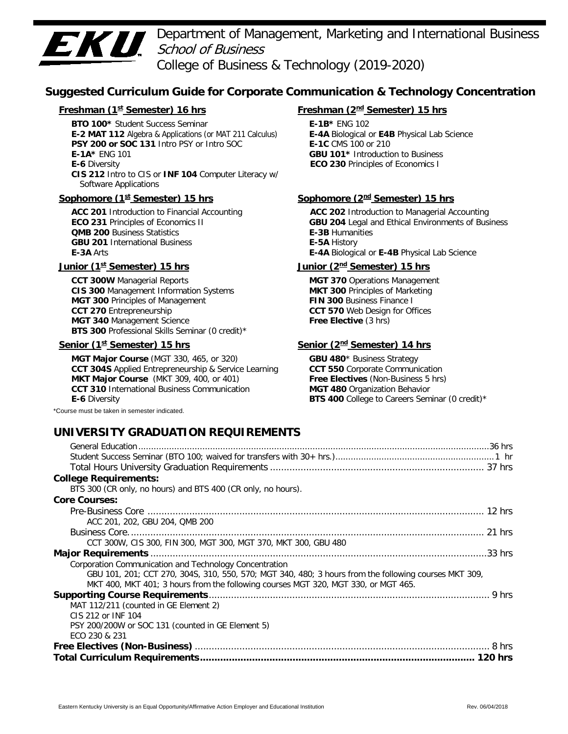Department of Management, Marketing and International Business
*School of Business*
College of Business & Technology (2019-2020)

## Suggested Curriculum Guide for Corporate Communication & Technology Concentration

### Freshman (1st Semester) 16 hrs

**BTO 100*** Student Success Seminar
**E-2 MAT 112** Algebra & Applications (or MAT 211 Calculus)
**PSY 200 or SOC 131** Intro PSY or Intro SOC
**E-1A*** ENG 101
**E-6** Diversity
**CIS 212** Intro to CIS or **INF 104** Computer Literacy w/ Software Applications

### Freshman (2nd Semester) 15 hrs

**E-1B*** ENG 102
**E-4A** Biological or **E4B** Physical Lab Science
**E-1C** CMS 100 or 210
**GBU 101*** Introduction to Business
**ECO 230** Principles of Economics I

### Sophomore (1st Semester) 15 hrs

**ACC 201** Introduction to Financial Accounting
**ECO 231** Principles of Economics II
**QMB 200** Business Statistics
**GBU 201** International Business
**E-3A** Arts

### Sophomore (2nd Semester) 15 hrs

**ACC 202** Introduction to Managerial Accounting
**GBU 204** Legal and Ethical Environments of Business
**E-3B** Humanities
**E-5A** History
**E-4A** Biological or **E-4B** Physical Lab Science

### Junior (1st Semester) 15 hrs

**CCT 300W** Managerial Reports
**CIS 300** Management Information Systems
**MGT 300** Principles of Management
**CCT 270** Entrepreneurship
**MGT 340** Management Science
**BTS 300** Professional Skills Seminar (0 credit)*

### Junior (2nd Semester) 15 hrs

**MGT 370** Operations Management
**MKT 300** Principles of Marketing
**FIN 300** Business Finance I
**CCT 570** Web Design for Offices
**Free Elective** (3 hrs)

### Senior (1st Semester) 15 hrs

**MGT Major Course** (MGT 330, 465, or 320)
**CCT 304S** Applied Entrepreneurship & Service Learning
**MKT Major Course** (MKT 309, 400, or 401)
**CCT 310** International Business Communication
**E-6** Diversity

### Senior (2nd Semester) 14 hrs

**GBU 480*** Business Strategy
**CCT 550** Corporate Communication
**Free Electives** (Non-Business 5 hrs)
**MGT 480** Organization Behavior
**BTS 400** College to Careers Seminar (0 credit)*

*Course must be taken in semester indicated.

## UNIVERSITY GRADUATION REQUIREMENTS

General Education ........ 36 hrs
Student Success Seminar (BTO 100; waived for transfers with 30+ hrs.) ........ 1 hr
Total Hours University Graduation Requirements ........ 37 hrs

**College Requirements:**
BTS 300 (CR only, no hours) and BTS 400 (CR only, no hours).

**Core Courses:**
Pre-Business Core ........ 12 hrs
ACC 201, 202, GBU 204, QMB 200
Business Core. ........ 21 hrs
CCT 300W, CIS 300, FIN 300, MGT 300, MGT 370, MKT 300, GBU 480

**Major Requirements** ........ 33 hrs
Corporation Communication and Technology Concentration
GBU 101, 201; CCT 270, 304S, 310, 550, 570; MGT 340, 480; 3 hours from the following courses MKT 309, MKT 400, MKT 401; 3 hours from the following courses MGT 320, MGT 330, or MGT 465.

**Supporting Course Requirements** ........ 9 hrs
MAT 112/211 (counted in GE Element 2)
CIS 212 or INF 104
PSY 200/200W or SOC 131 (counted in GE Element 5)
ECO 230 & 231

**Free Electives (Non-Business)** ........ 8 hrs

**Total Curriculum Requirements ........ 120 hrs**

Eastern Kentucky University is an Equal Opportunity/Affirmative Action Employer and Educational Institution

Rev. 06/04/2018